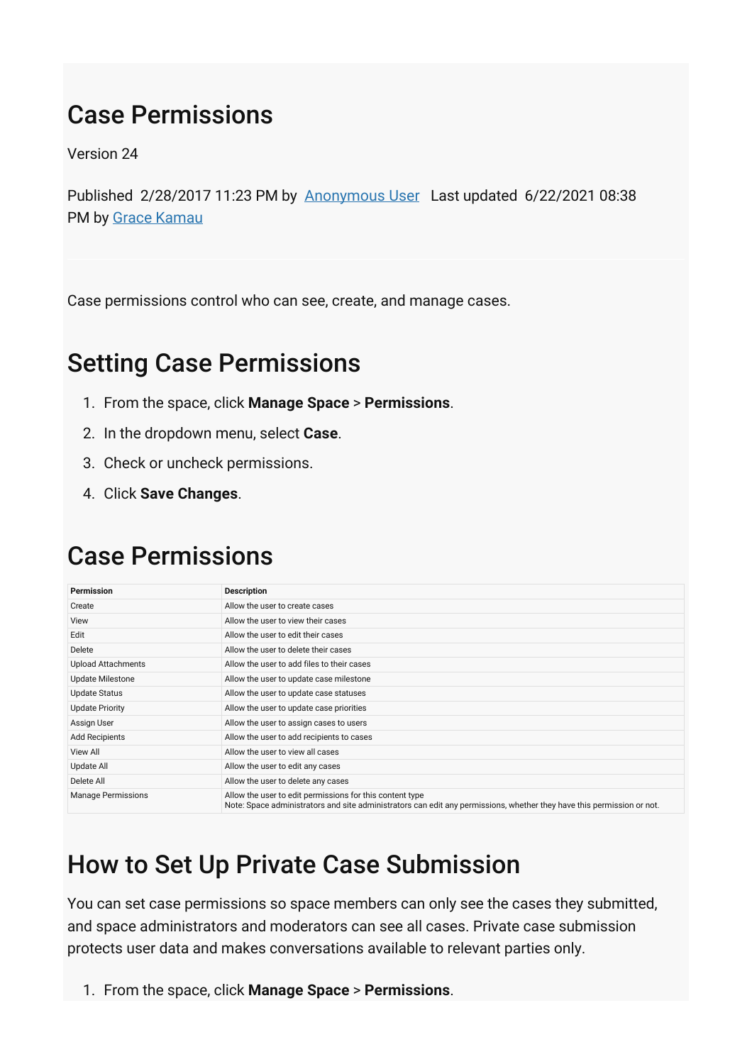# Case Permissions

Version 24

Published 2/28/2017 11:23 PM by Anonymous User Last updated 6/22/2021 08:38 PM by Grace Kamau

Case permissions control who can see, create, and manage cases.

## Setting Case Permissions

1. From the space, click **Manage Space** > **Permissions**.
2. In the dropdown menu, select **Case**.
3. Check or uncheck permissions.
4. Click **Save Changes**.

## Case Permissions

| Permission | Description |
| --- | --- |
| Create | Allow the user to create cases |
| View | Allow the user to view their cases |
| Edit | Allow the user to edit their cases |
| Delete | Allow the user to delete their cases |
| Upload Attachments | Allow the user to add files to their cases |
| Update Milestone | Allow the user to update case milestone |
| Update Status | Allow the user to update case statuses |
| Update Priority | Allow the user to update case priorities |
| Assign User | Allow the user to assign cases to users |
| Add Recipients | Allow the user to add recipients to cases |
| View All | Allow the user to view all cases |
| Update All | Allow the user to edit any cases |
| Delete All | Allow the user to delete any cases |
| Manage Permissions | Allow the user to edit permissions for this content type<br>Note: Space administrators and site administrators can edit any permissions, whether they have this permission or not. |

## How to Set Up Private Case Submission

You can set case permissions so space members can only see the cases they submitted, and space administrators and moderators can see all cases. Private case submission protects user data and makes conversations available to relevant parties only.

1. From the space, click **Manage Space** > **Permissions**.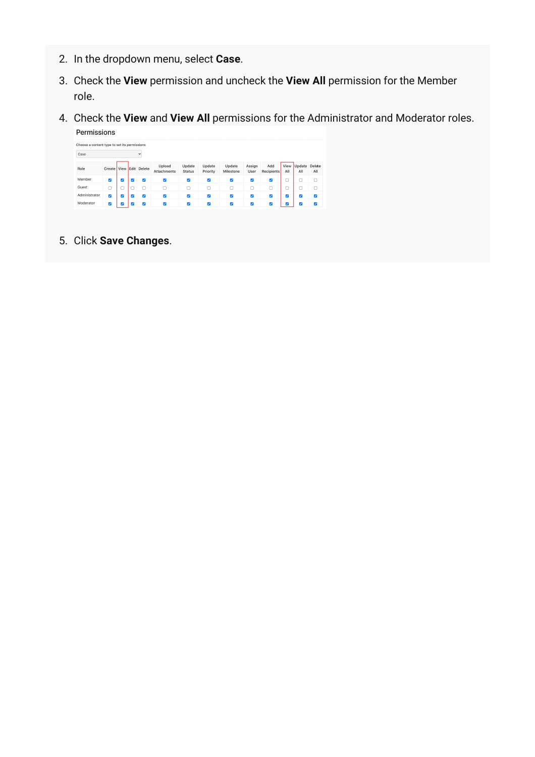2. In the dropdown menu, select **Case**.
3. Check the **View** permission and uncheck the **View All** permission for the Member role.
4. Check the **View** and **View All** permissions for the Administrator and Moderator roles.

Permissions

Choose a content type to set its permissions

Case

| Role | Create | View | Edit | Delete | Upload Attachments | Update Status | Update Priority | Update Milestone | Assign User | Add Recipients | View All | Update All | Delete All |
|---|---|---|---|---|---|---|---|---|---|---|---|---|---|
| Member | ☑ | ☑ | ☑ | ☑ | ☑ | ☑ | ☑ | ☑ | ☑ | ☑ | ☐ | ☐ | ☐ |
| Guest | ☐ | ☐ | ☐ | ☐ | ☐ | ☐ | ☐ | ☐ | ☐ | ☐ | ☐ | ☐ | ☐ |
| Administrator | ☑ | ☑ | ☑ | ☑ | ☑ | ☑ | ☑ | ☑ | ☑ | ☑ | ☑ | ☑ | ☑ |
| Moderator | ☑ | ☑ | ☑ | ☑ | ☑ | ☑ | ☑ | ☑ | ☑ | ☑ | ☑ | ☑ | ☑ |

5. Click **Save Changes**.